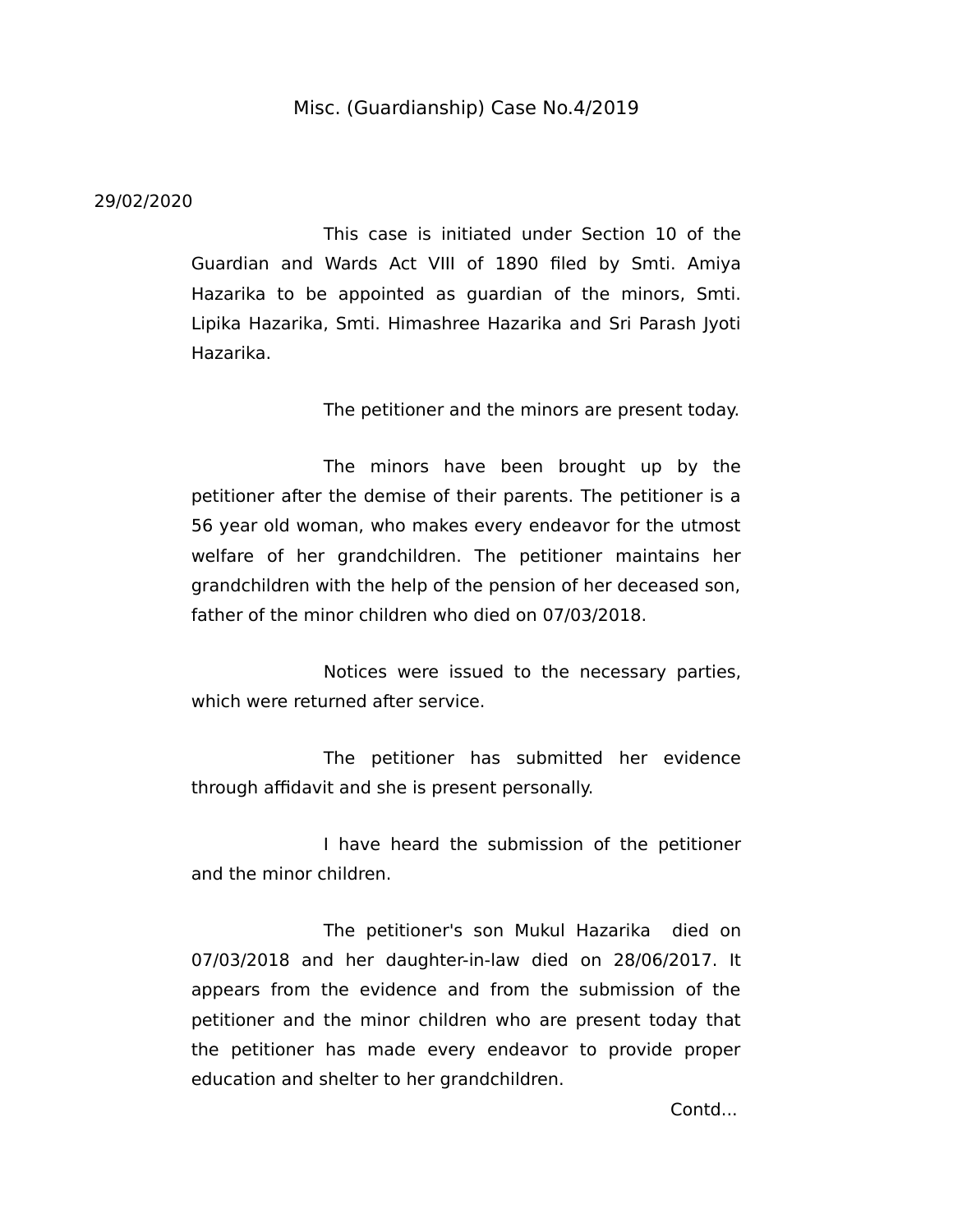# Misc. (Guardianship) Case No.4/2019

29/02/2020

This case is initiated under Section 10 of the Guardian and Wards Act VIII of 1890 filed by Smti. Amiya Hazarika to be appointed as guardian of the minors, Smti. Lipika Hazarika, Smti. Himashree Hazarika and Sri Parash Jyoti Hazarika.

The petitioner and the minors are present today.

The minors have been brought up by the petitioner after the demise of their parents. The petitioner is a 56 year old woman, who makes every endeavor for the utmost welfare of her grandchildren. The petitioner maintains her grandchildren with the help of the pension of her deceased son, father of the minor children who died on 07/03/2018.

Notices were issued to the necessary parties, which were returned after service.

The petitioner has submitted her evidence through affidavit and she is present personally.

I have heard the submission of the petitioner and the minor children.

The petitioner's son Mukul Hazarika died on 07/03/2018 and her daughter-in-law died on 28/06/2017. It appears from the evidence and from the submission of the petitioner and the minor children who are present today that the petitioner has made every endeavor to provide proper education and shelter to her grandchildren.

Contd...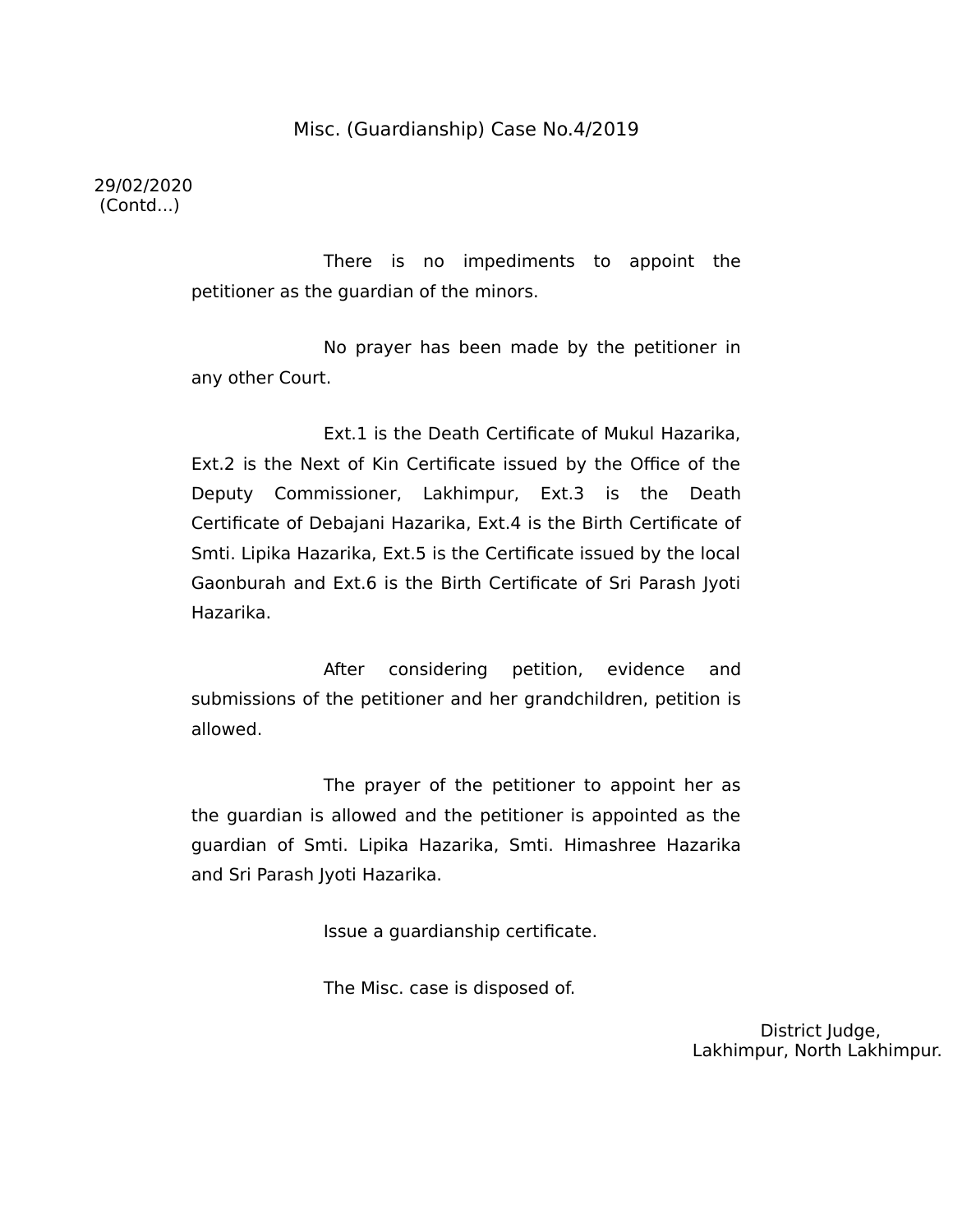Misc. (Guardianship) Case No.4/2019

29/02/2020
(Contd...)

There is no impediments to appoint the petitioner as the guardian of the minors.

No prayer has been made by the petitioner in any other Court.

Ext.1 is the Death Certificate of Mukul Hazarika, Ext.2 is the Next of Kin Certificate issued by the Office of the Deputy Commissioner, Lakhimpur, Ext.3 is the Death Certificate of Debajani Hazarika, Ext.4 is the Birth Certificate of Smti. Lipika Hazarika, Ext.5 is the Certificate issued by the local Gaonburah and Ext.6 is the Birth Certificate of Sri Parash Jyoti Hazarika.

After considering petition, evidence and submissions of the petitioner and her grandchildren, petition is allowed.

The prayer of the petitioner to appoint her as the guardian is allowed and the petitioner is appointed as the guardian of Smti. Lipika Hazarika, Smti. Himashree Hazarika and Sri Parash Jyoti Hazarika.

Issue a guardianship certificate.

The Misc. case is disposed of.

District Judge,
Lakhimpur, North Lakhimpur.